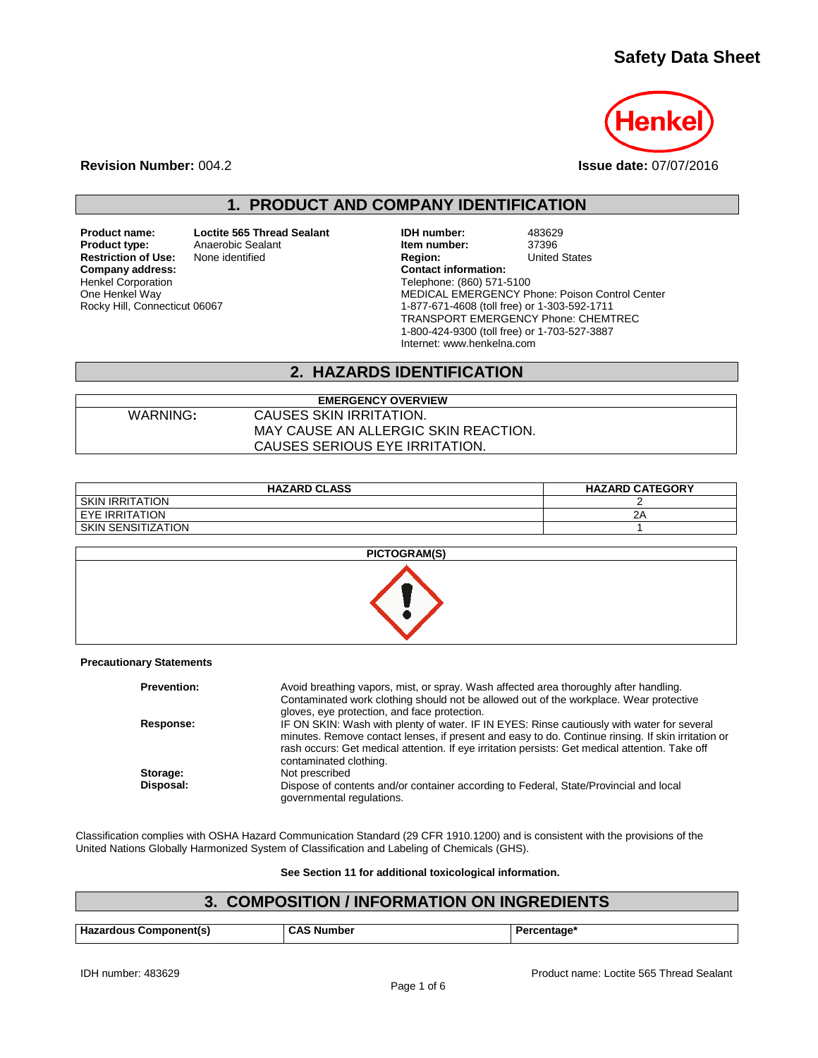# Safety Data Sheet

Henkel

**Revision Number:** 004.2

**Issue date:** 07/07/2016

## 1. PRODUCT AND COMPANY IDENTIFICATION

**Product name:** Loctite 565 Thread Sealant
**Product type:** Anaerobic Sealant
**Restriction of Use:** None identified
**Company address:**
Henkel Corporation
One Henkel Way
Rocky Hill, Connecticut 06067

**IDH number:** 483629
**Item number:** 37396
**Region:** United States
**Contact information:**
Telephone: (860) 571-5100
MEDICAL EMERGENCY Phone: Poison Control Center
1-877-671-4608 (toll free) or 1-303-592-1711
TRANSPORT EMERGENCY Phone: CHEMTREC
1-800-424-9300 (toll free) or 1-703-527-3887
Internet: www.henkelna.com

## 2. HAZARDS IDENTIFICATION

| EMERGENCY OVERVIEW | |
|---|---|
| WARNING: | CAUSES SKIN IRRITATION.<br>MAY CAUSE AN ALLERGIC SKIN REACTION.<br>CAUSES SERIOUS EYE IRRITATION. |

| HAZARD CLASS | HAZARD CATEGORY |
|---|---|
| SKIN IRRITATION | 2 |
| EYE IRRITATION | 2A |
| SKIN SENSITIZATION | 1 |

**PICTOGRAM(S)**

**Precautionary Statements**

**Prevention:** Avoid breathing vapors, mist, or spray. Wash affected area thoroughly after handling. Contaminated work clothing should not be allowed out of the workplace. Wear protective gloves, eye protection, and face protection.

**Response:** IF ON SKIN: Wash with plenty of water. IF IN EYES: Rinse cautiously with water for several minutes. Remove contact lenses, if present and easy to do. Continue rinsing. If skin irritation or rash occurs: Get medical attention. If eye irritation persists: Get medical attention. Take off contaminated clothing.

**Storage:** Not prescribed

**Disposal:** Dispose of contents and/or container according to Federal, State/Provincial and local governmental regulations.

Classification complies with OSHA Hazard Communication Standard (29 CFR 1910.1200) and is consistent with the provisions of the United Nations Globally Harmonized System of Classification and Labeling of Chemicals (GHS).

**See Section 11 for additional toxicological information.**

## 3. COMPOSITION / INFORMATION ON INGREDIENTS

| Hazardous Component(s) | CAS Number | Percentage* |
|---|---|---|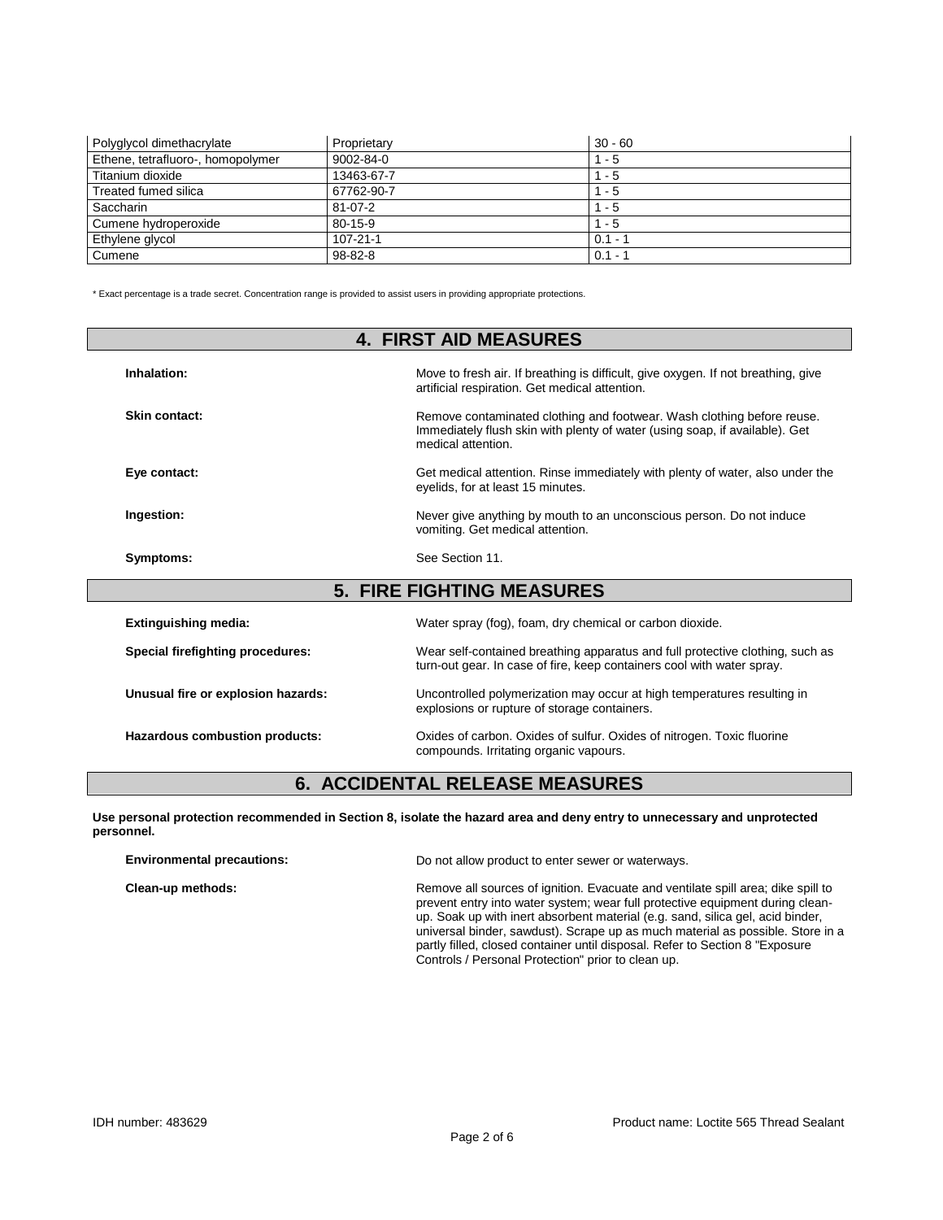| Polyglycol dimethacrylate | Proprietary | 30 - 60 |
|---|---|---|
| Ethene, tetrafluoro-, homopolymer | 9002-84-0 | 1 - 5 |
| Titanium dioxide | 13463-67-7 | 1 - 5 |
| Treated fumed silica | 67762-90-7 | 1 - 5 |
| Saccharin | 81-07-2 | 1 - 5 |
| Cumene hydroperoxide | 80-15-9 | 1 - 5 |
| Ethylene glycol | 107-21-1 | 0.1 - 1 |
| Cumene | 98-82-8 | 0.1 - 1 |

* Exact percentage is a trade secret. Concentration range is provided to assist users in providing appropriate protections.

## 4. FIRST AID MEASURES

**Inhalation:** Move to fresh air. If breathing is difficult, give oxygen. If not breathing, give artificial respiration. Get medical attention.

**Skin contact:** Remove contaminated clothing and footwear. Wash clothing before reuse. Immediately flush skin with plenty of water (using soap, if available). Get medical attention.

**Eye contact:** Get medical attention. Rinse immediately with plenty of water, also under the eyelids, for at least 15 minutes.

**Ingestion:** Never give anything by mouth to an unconscious person. Do not induce vomiting. Get medical attention.

**Symptoms:** See Section 11.

## 5. FIRE FIGHTING MEASURES

**Extinguishing media:** Water spray (fog), foam, dry chemical or carbon dioxide.

**Special firefighting procedures:** Wear self-contained breathing apparatus and full protective clothing, such as turn-out gear. In case of fire, keep containers cool with water spray.

**Unusual fire or explosion hazards:** Uncontrolled polymerization may occur at high temperatures resulting in explosions or rupture of storage containers.

**Hazardous combustion products:** Oxides of carbon. Oxides of sulfur. Oxides of nitrogen. Toxic fluorine compounds. Irritating organic vapours.

## 6. ACCIDENTAL RELEASE MEASURES

**Use personal protection recommended in Section 8, isolate the hazard area and deny entry to unnecessary and unprotected personnel.**

**Environmental precautions:** Do not allow product to enter sewer or waterways.

**Clean-up methods:** Remove all sources of ignition. Evacuate and ventilate spill area; dike spill to prevent entry into water system; wear full protective equipment during clean-up. Soak up with inert absorbent material (e.g. sand, silica gel, acid binder, universal binder, sawdust). Scrape up as much material as possible. Store in a partly filled, closed container until disposal. Refer to Section 8 "Exposure Controls / Personal Protection" prior to clean up.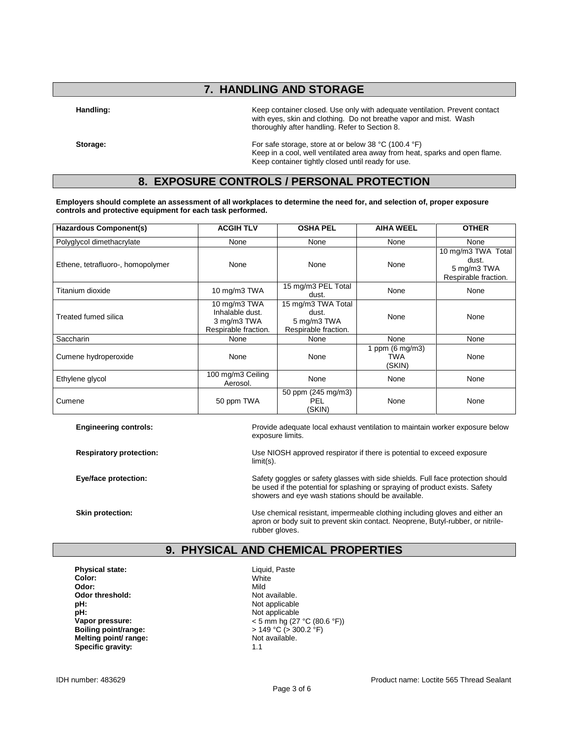## 7. HANDLING AND STORAGE

**Handling:** Keep container closed. Use only with adequate ventilation. Prevent contact with eyes, skin and clothing. Do not breathe vapor and mist. Wash thoroughly after handling. Refer to Section 8.

**Storage:** For safe storage, store at or below 38 °C (100.4 °F)
Keep in a cool, well ventilated area away from heat, sparks and open flame.
Keep container tightly closed until ready for use.

## 8. EXPOSURE CONTROLS / PERSONAL PROTECTION

**Employers should complete an assessment of all workplaces to determine the need for, and selection of, proper exposure controls and protective equipment for each task performed.**

| Hazardous Component(s) | ACGIH TLV | OSHA PEL | AIHA WEEL | OTHER |
|---|---|---|---|---|
| Polyglycol dimethacrylate | None | None | None | None |
| Ethene, tetrafluoro-, homopolymer | None | None | None | 10 mg/m3 TWA Total dust. 5 mg/m3 TWA Respirable fraction. |
| Titanium dioxide | 10 mg/m3 TWA | 15 mg/m3 PEL Total dust. | None | None |
| Treated fumed silica | 10 mg/m3 TWA Inhalable dust. 3 mg/m3 TWA Respirable fraction. | 15 mg/m3 TWA Total dust. 5 mg/m3 TWA Respirable fraction. | None | None |
| Saccharin | None | None | None | None |
| Cumene hydroperoxide | None | None | 1 ppm (6 mg/m3) TWA (SKIN) | None |
| Ethylene glycol | 100 mg/m3 Ceiling Aerosol. | None | None | None |
| Cumene | 50 ppm TWA | 50 ppm (245 mg/m3) PEL (SKIN) | None | None |

**Engineering controls:** Provide adequate local exhaust ventilation to maintain worker exposure below exposure limits.

**Respiratory protection:** Use NIOSH approved respirator if there is potential to exceed exposure limit(s).

**Eye/face protection:** Safety goggles or safety glasses with side shields. Full face protection should be used if the potential for splashing or spraying of product exists. Safety showers and eye wash stations should be available.

**Skin protection:** Use chemical resistant, impermeable clothing including gloves and either an apron or body suit to prevent skin contact. Neoprene, Butyl-rubber, or nitrile-rubber gloves.

## 9. PHYSICAL AND CHEMICAL PROPERTIES

**Physical state:** Liquid, Paste
**Color:** White
**Odor:** Mild
**Odor threshold:** Not available.
**pH:** Not applicable
**pH:** Not applicable
**Vapor pressure:** < 5 mm hg (27 °C (80.6 °F))
**Boiling point/range:** > 149 °C (> 300.2 °F)
**Melting point/ range:** Not available.
**Specific gravity:** 1.1

IDH number: 483629    Product name: Loctite 565 Thread Sealant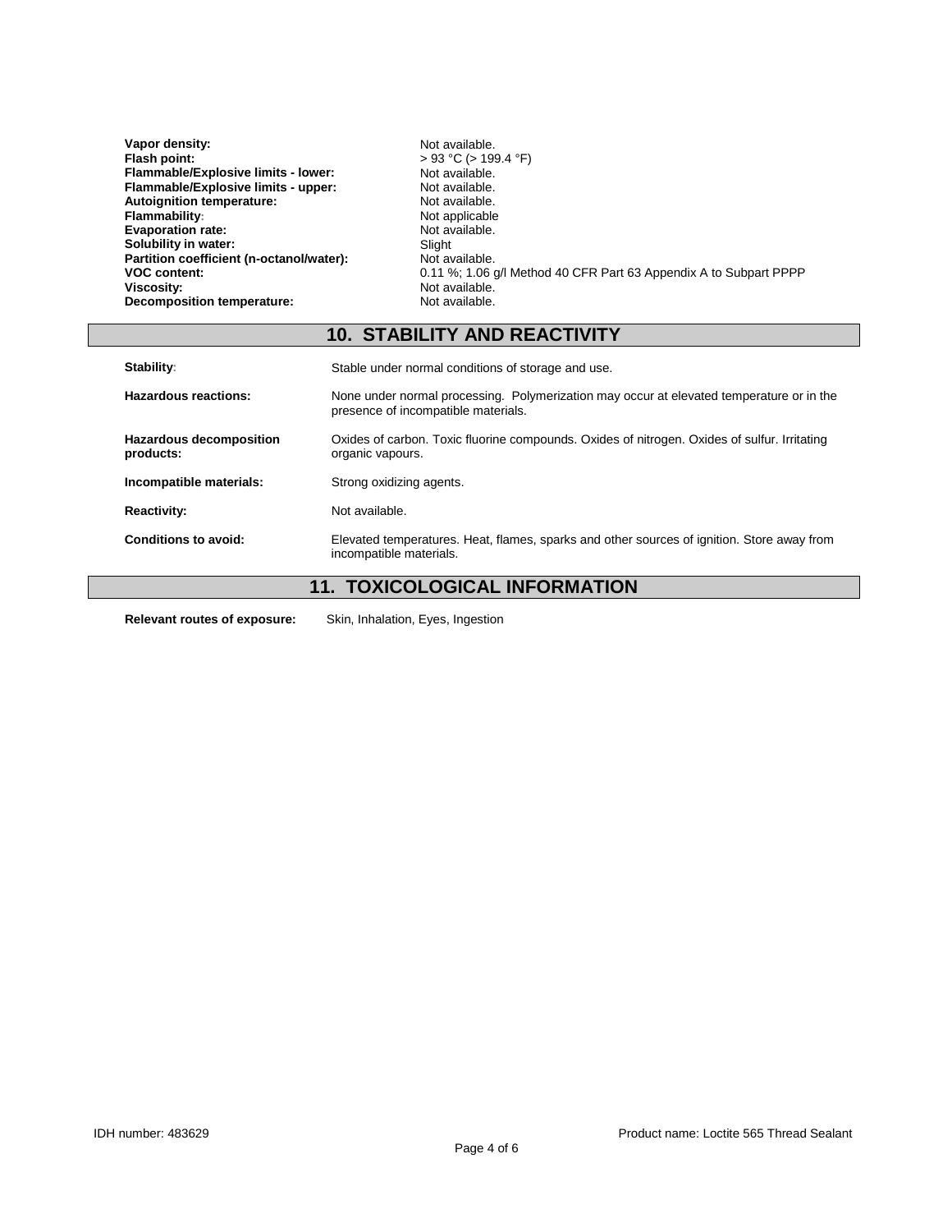| | |
|---|---|
| **Vapor density:** | Not available. |
| **Flash point:** | > 93 °C (> 199.4 °F) |
| **Flammable/Explosive limits - lower:** | Not available. |
| **Flammable/Explosive limits - upper:** | Not available. |
| **Autoignition temperature:** | Not available. |
| **Flammability:** | Not applicable |
| **Evaporation rate:** | Not available. |
| **Solubility in water:** | Slight |
| **Partition coefficient (n-octanol/water):** | Not available. |
| **VOC content:** | 0.11 %; 1.06 g/l Method 40 CFR Part 63 Appendix A to Subpart PPPP |
| **Viscosity:** | Not available. |
| **Decomposition temperature:** | Not available. |

## 10. STABILITY AND REACTIVITY

| | |
|---|---|
| **Stability:** | Stable under normal conditions of storage and use. |
| **Hazardous reactions:** | None under normal processing. Polymerization may occur at elevated temperature or in the presence of incompatible materials. |
| **Hazardous decomposition products:** | Oxides of carbon. Toxic fluorine compounds. Oxides of nitrogen. Oxides of sulfur. Irritating organic vapours. |
| **Incompatible materials:** | Strong oxidizing agents. |
| **Reactivity:** | Not available. |
| **Conditions to avoid:** | Elevated temperatures. Heat, flames, sparks and other sources of ignition. Store away from incompatible materials. |

## 11. TOXICOLOGICAL INFORMATION

**Relevant routes of exposure:** Skin, Inhalation, Eyes, Ingestion

IDH number: 483629

Product name: Loctite 565 Thread Sealant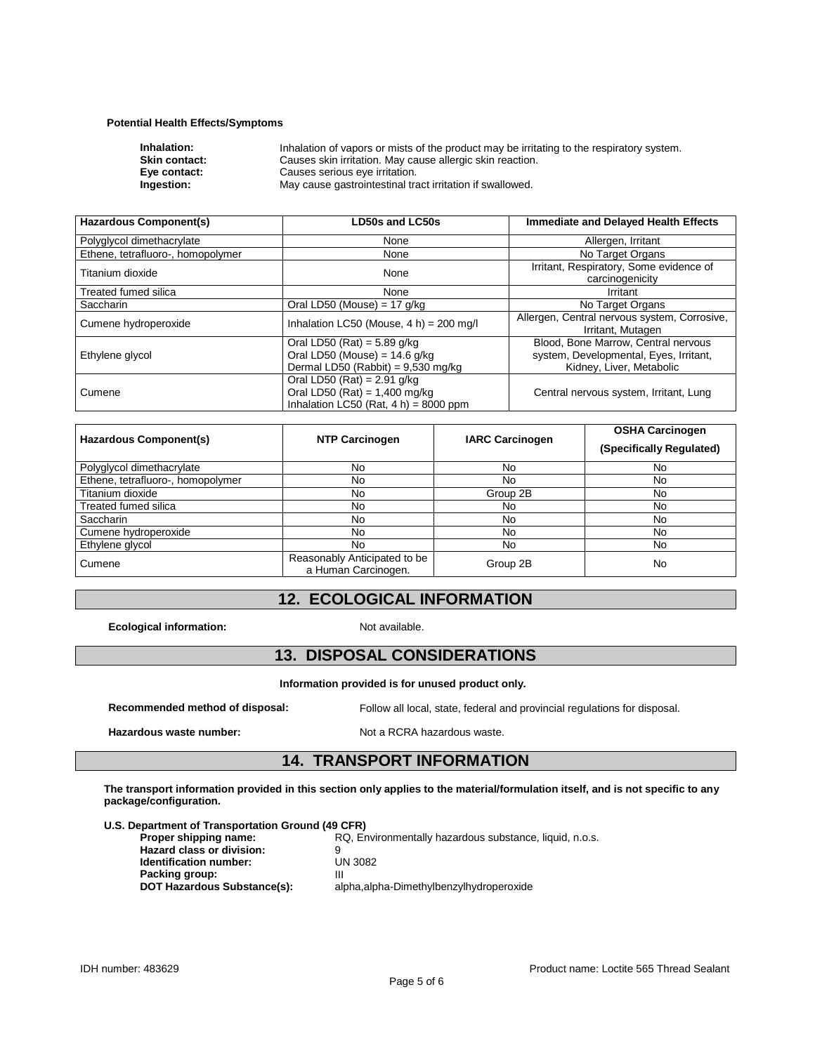**Potential Health Effects/Symptoms**

**Inhalation:** Inhalation of vapors or mists of the product may be irritating to the respiratory system.
**Skin contact:** Causes skin irritation. May cause allergic skin reaction.
**Eye contact:** Causes serious eye irritation.
**Ingestion:** May cause gastrointestinal tract irritation if swallowed.

| Hazardous Component(s) | LD50s and LC50s | Immediate and Delayed Health Effects |
|---|---|---|
| Polyglycol dimethacrylate | None | Allergen, Irritant |
| Ethene, tetrafluoro-, homopolymer | None | No Target Organs |
| Titanium dioxide | None | Irritant, Respiratory, Some evidence of carcinogenicity |
| Treated fumed silica | None | Irritant |
| Saccharin | Oral LD50 (Mouse) = 17 g/kg | No Target Organs |
| Cumene hydroperoxide | Inhalation LC50 (Mouse, 4 h) = 200 mg/l | Allergen, Central nervous system, Corrosive, Irritant, Mutagen |
| Ethylene glycol | Oral LD50 (Rat) = 5.89 g/kg<br>Oral LD50 (Mouse) = 14.6 g/kg<br>Dermal LD50 (Rabbit) = 9,530 mg/kg | Blood, Bone Marrow, Central nervous system, Developmental, Eyes, Irritant, Kidney, Liver, Metabolic |
| Cumene | Oral LD50 (Rat) = 2.91 g/kg<br>Oral LD50 (Rat) = 1,400 mg/kg<br>Inhalation LC50 (Rat, 4 h) = 8000 ppm | Central nervous system, Irritant, Lung |

| Hazardous Component(s) | NTP Carcinogen | IARC Carcinogen | OSHA Carcinogen (Specifically Regulated) |
|---|---|---|---|
| Polyglycol dimethacrylate | No | No | No |
| Ethene, tetrafluoro-, homopolymer | No | No | No |
| Titanium dioxide | No | Group 2B | No |
| Treated fumed silica | No | No | No |
| Saccharin | No | No | No |
| Cumene hydroperoxide | No | No | No |
| Ethylene glycol | No | No | No |
| Cumene | Reasonably Anticipated to be a Human Carcinogen. | Group 2B | No |

## 12. ECOLOGICAL INFORMATION

**Ecological information:** Not available.

## 13. DISPOSAL CONSIDERATIONS

**Information provided is for unused product only.**

**Recommended method of disposal:** Follow all local, state, federal and provincial regulations for disposal.

**Hazardous waste number:** Not a RCRA hazardous waste.

## 14. TRANSPORT INFORMATION

**The transport information provided in this section only applies to the material/formulation itself, and is not specific to any package/configuration.**

**U.S. Department of Transportation Ground (49 CFR)**

**Proper shipping name:** RQ, Environmentally hazardous substance, liquid, n.o.s.
**Hazard class or division:** 9
**Identification number:** UN 3082
**Packing group:** III
**DOT Hazardous Substance(s):** alpha,alpha-Dimethylbenzylhydroperoxide

IDH number: 483629 Product name: Loctite 565 Thread Sealant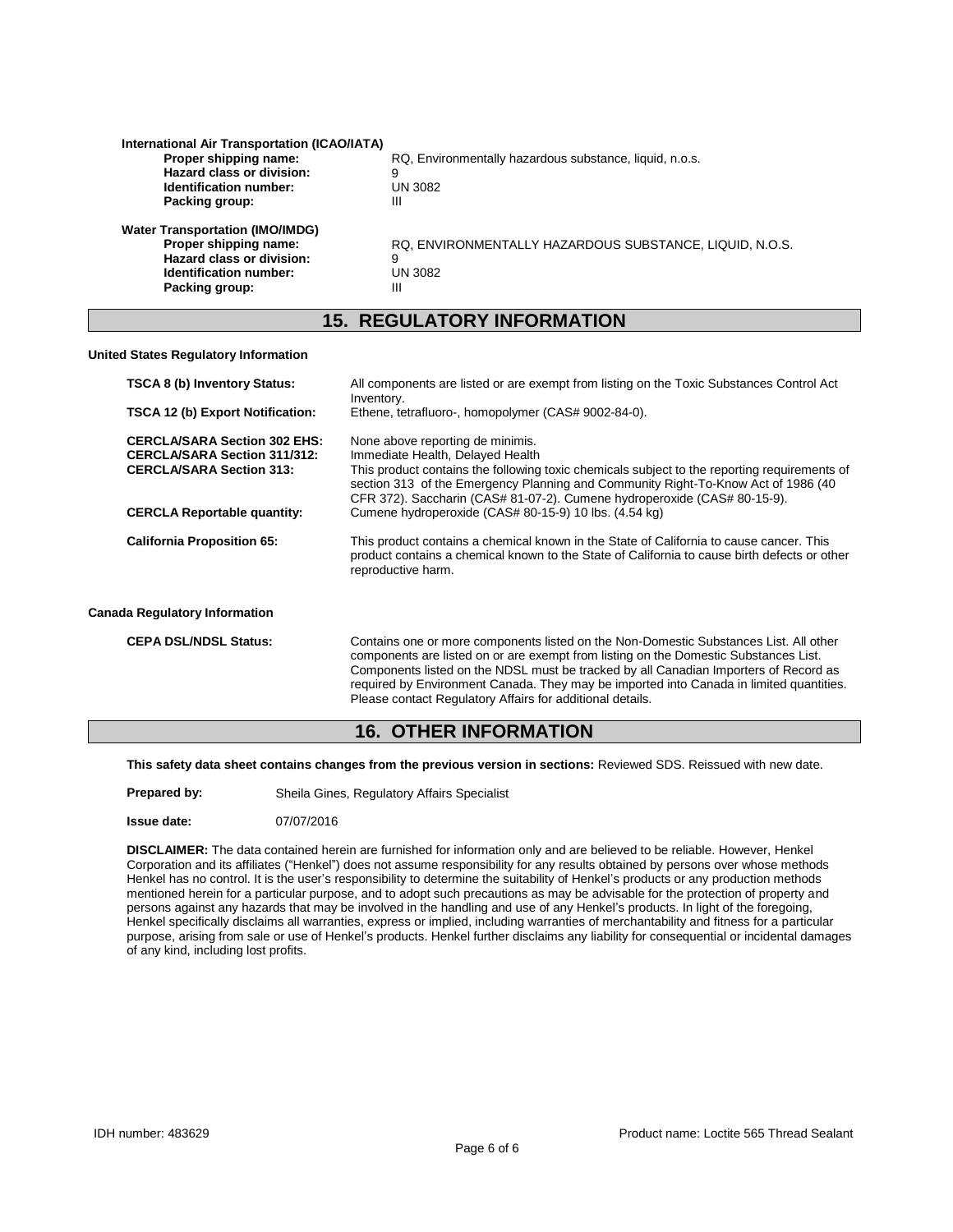**International Air Transportation (ICAO/IATA)**

| | |
|---|---|
| **Proper shipping name:** | RQ, Environmentally hazardous substance, liquid, n.o.s. |
| **Hazard class or division:** | 9 |
| **Identification number:** | UN 3082 |
| **Packing group:** | III |

**Water Transportation (IMO/IMDG)**

| | |
|---|---|
| **Proper shipping name:** | RQ, ENVIRONMENTALLY HAZARDOUS SUBSTANCE, LIQUID, N.O.S. |
| **Hazard class or division:** | 9 |
| **Identification number:** | UN 3082 |
| **Packing group:** | III |

## 15. REGULATORY INFORMATION

**United States Regulatory Information**

| | |
|---|---|
| **TSCA 8 (b) Inventory Status:** | All components are listed or are exempt from listing on the Toxic Substances Control Act Inventory. |
| **TSCA 12 (b) Export Notification:** | Ethene, tetrafluoro-, homopolymer (CAS# 9002-84-0). |
| **CERCLA/SARA Section 302 EHS:** | None above reporting de minimis. |
| **CERCLA/SARA Section 311/312:** | Immediate Health, Delayed Health |
| **CERCLA/SARA Section 313:** | This product contains the following toxic chemicals subject to the reporting requirements of section 313 of the Emergency Planning and Community Right-To-Know Act of 1986 (40 CFR 372). Saccharin (CAS# 81-07-2). Cumene hydroperoxide (CAS# 80-15-9). |
| **CERCLA Reportable quantity:** | Cumene hydroperoxide (CAS# 80-15-9) 10 lbs. (4.54 kg) |
| **California Proposition 65:** | This product contains a chemical known in the State of California to cause cancer. This product contains a chemical known to the State of California to cause birth defects or other reproductive harm. |

**Canada Regulatory Information**

| | |
|---|---|
| **CEPA DSL/NDSL Status:** | Contains one or more components listed on the Non-Domestic Substances List. All other components are listed on or are exempt from listing on the Domestic Substances List. Components listed on the NDSL must be tracked by all Canadian Importers of Record as required by Environment Canada. They may be imported into Canada in limited quantities. Please contact Regulatory Affairs for additional details. |

## 16. OTHER INFORMATION

**This safety data sheet contains changes from the previous version in sections:** Reviewed SDS. Reissued with new date.

**Prepared by:** Sheila Gines, Regulatory Affairs Specialist

**Issue date:** 07/07/2016

**DISCLAIMER:** The data contained herein are furnished for information only and are believed to be reliable. However, Henkel Corporation and its affiliates ("Henkel") does not assume responsibility for any results obtained by persons over whose methods Henkel has no control. It is the user's responsibility to determine the suitability of Henkel's products or any production methods mentioned herein for a particular purpose, and to adopt such precautions as may be advisable for the protection of property and persons against any hazards that may be involved in the handling and use of any Henkel's products. In light of the foregoing, Henkel specifically disclaims all warranties, express or implied, including warranties of merchantability and fitness for a particular purpose, arising from sale or use of Henkel's products. Henkel further disclaims any liability for consequential or incidental damages of any kind, including lost profits.